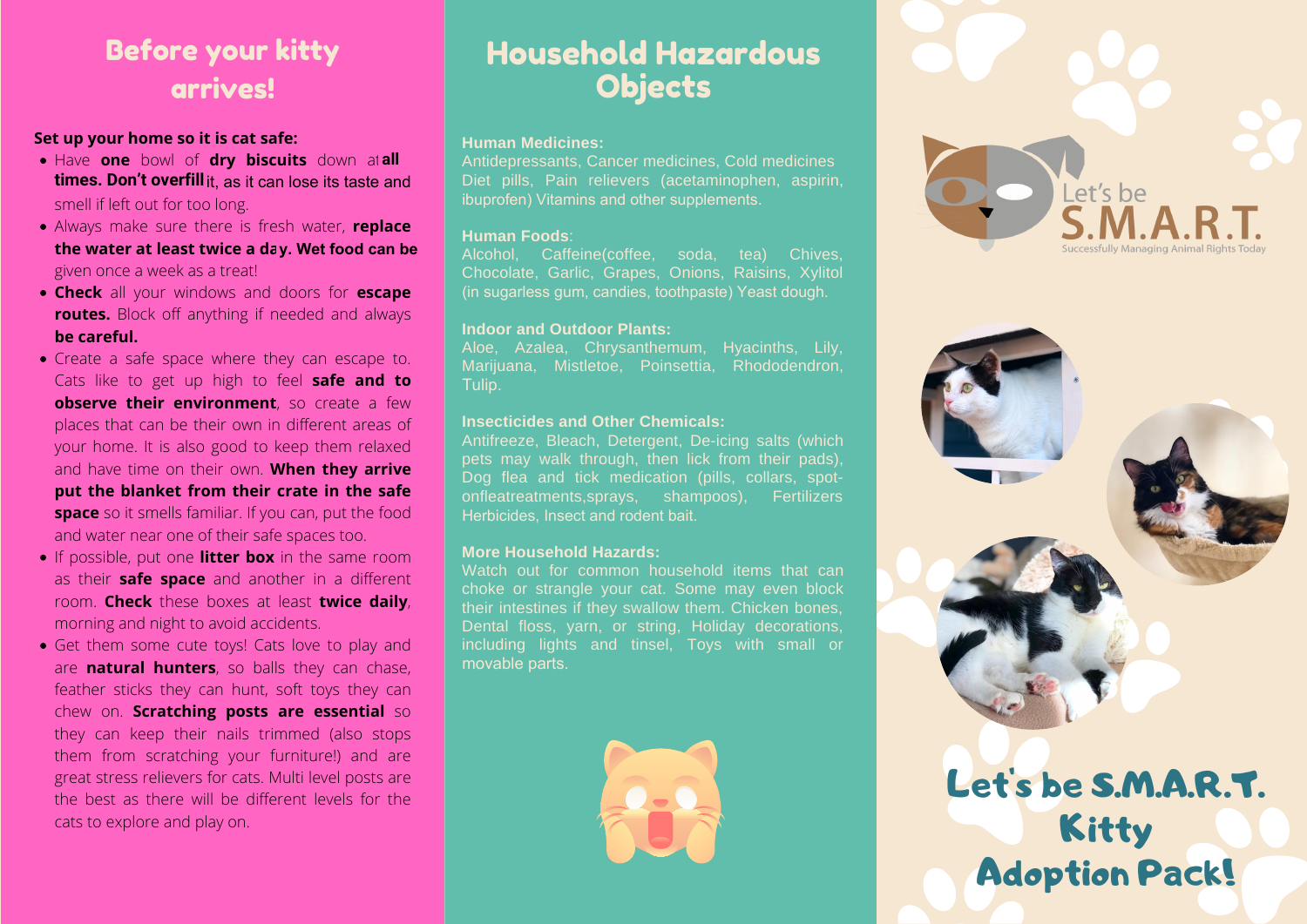## Before your kitty arrives!

**Set up your home so it is cat safe:**

- Have **one** bowl of **dry biscuits** down at **all times. Don't overfill** it, as it can lose its taste and smell if left out for too long.
- Always make sure there is fresh water, **replace the water at least twice a day. Wet food can be** given once a week as a treat!
- **Check** all your windows and doors for **escape routes.** Block off anything if needed and always **be careful.**
- Create a safe space where they can escape to. Cats like to get up high to feel **safe and to observe their environment**, so create a few places that can be their own in different areas of your home. It is also good to keep them relaxed and have time on their own. **When they arrive put the blanket from their crate in the safe space** so it smells familiar. If you can, put the food and water near one of their safe spaces too.
- If possible, put one **litter box** in the same room as their **safe space** and another in a different room. **Check** these boxes at least **twice daily**, morning and night to avoid accidents.
- Get them some cute toys! Cats love to play and are **natural hunters**, so balls they can chase, feather sticks they can hunt, soft toys they can chew on. **Scratching posts are essential** so they can keep their nails trimmed (also stops them from scratching your furniture!) and are great stress relievers for cats. Multi level posts are the best as there will be different levels for the cats to explore and play on.

## Household Hazardous Objects

**Human Medicines:**

Antidepressants, Cancer medicines, Cold medicines Diet pills, Pain relievers (acetaminophen, aspirin, ibuprofen) Vitamins and other supplements.

**Human Foods**:

Alcohol, Caffeine(coffee, soda, tea) Chives, Chocolate, Garlic, Grapes, Onions, Raisins, Xylitol (in sugarless gum, candies, toothpaste) Yeast dough.

**Indoor and Outdoor Plants:**

Aloe, Azalea, Chrysanthemum, Hyacinths, Lily, Marijuana, Mistletoe, Poinsettia, Rhododendron, Tulip.

**Insecticides and Other Chemicals:**

Antifreeze, Bleach, Detergent, De-icing salts (which pets may walk through, then lick from their pads), Dog flea and tick medication (pills, collars, spot-onfleatreatments,sprays, shampoos), Fertilizers Herbicides, Insect and rodent bait.

**More Household Hazards:**

Watch out for common household items that can choke or strangle your cat. Some may even block their intestines if they swallow them. Chicken bones, Dental floss, yarn, or string, Holiday decorations, including lights and tinsel, Toys with small or movable parts.

Let's be S.M.A.R.T.

Successfully Managing Animal Rights Today

# Let's be S.M.A.R.T. Kitty Adoption Pack!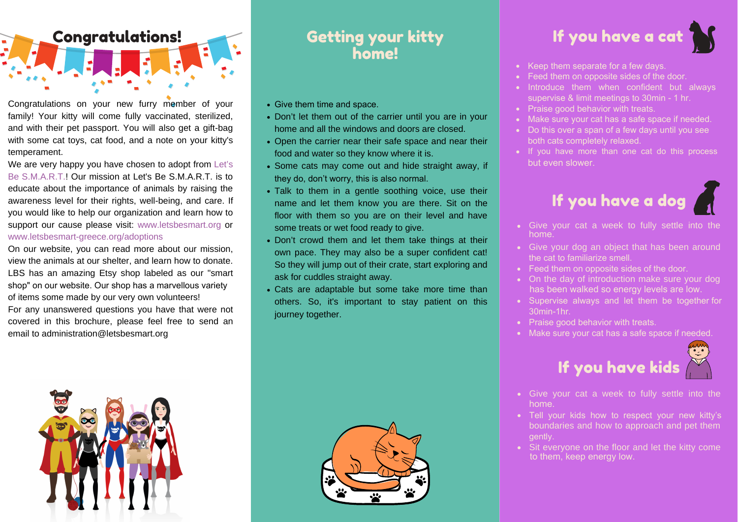## Congratulations!

Congratulations on your new furry member of your family! Your kitty will come fully vaccinated, sterilized, and with their pet passport. You will also get a gift-bag with some cat toys, cat food, and a note on your kitty's temperament.

We are very happy you have chosen to adopt from Let's Be S.M.A.R.T.! Our mission at Let's Be S.M.A.R.T. is to educate about the importance of animals by raising the awareness level for their rights, well-being, and care. If you would like to help our organization and learn how to support our cause please visit: www.letsbesmart.org or www.letsbesmart-greece.org/adoptions

On our website, you can read more about our mission, view the animals at our shelter, and learn how to donate. LBS has an amazing Etsy shop labeled as our "smart shop" on our website. Our shop has a marvellous variety of items some made by our very own volunteers!

For any unanswered questions you have that were not covered in this brochure, please feel free to send an email to administration@letsbesmart.org

## Getting your kitty home!

- Give them time and space.
- Don't let them out of the carrier until you are in your home and all the windows and doors are closed.
- Open the carrier near their safe space and near their food and water so they know where it is.
- Some cats may come out and hide straight away, if they do, don't worry, this is also normal.
- Talk to them in a gentle soothing voice, use their name and let them know you are there. Sit on the floor with them so you are on their level and have some treats or wet food ready to give.
- Don't crowd them and let them take things at their own pace. They may also be a super confident cat! So they will jump out of their crate, start exploring and ask for cuddles straight away.
- Cats are adaptable but some take more time than others. So, it's important to stay patient on this journey together.

## If you have a cat

- Keep them separate for a few days.
- Feed them on opposite sides of the door.
- Introduce them when confident but always supervise & limit meetings to 30min - 1 hr.
- Praise good behavior with treats.
- Make sure your cat has a safe space if needed.
- Do this over a span of a few days until you see both cats completely relaxed.
- If you have more than one cat do this process but even slower.

## If you have a dog

- Give your cat a week to fully settle into the home.
- Give your dog an object that has been around the cat to familiarize smell.
- Feed them on opposite sides of the door.
- On the day of introduction make sure your dog has been walked so energy levels are low.
- Supervise always and let them be together for 30min-1hr.
- Praise good behavior with treats.
- Make sure your cat has a safe space if needed.

## If you have kids

- Give your cat a week to fully settle into the home.
- Tell your kids how to respect your new kitty's boundaries and how to approach and pet them gently.
- Sit everyone on the floor and let the kitty come to them, keep energy low.